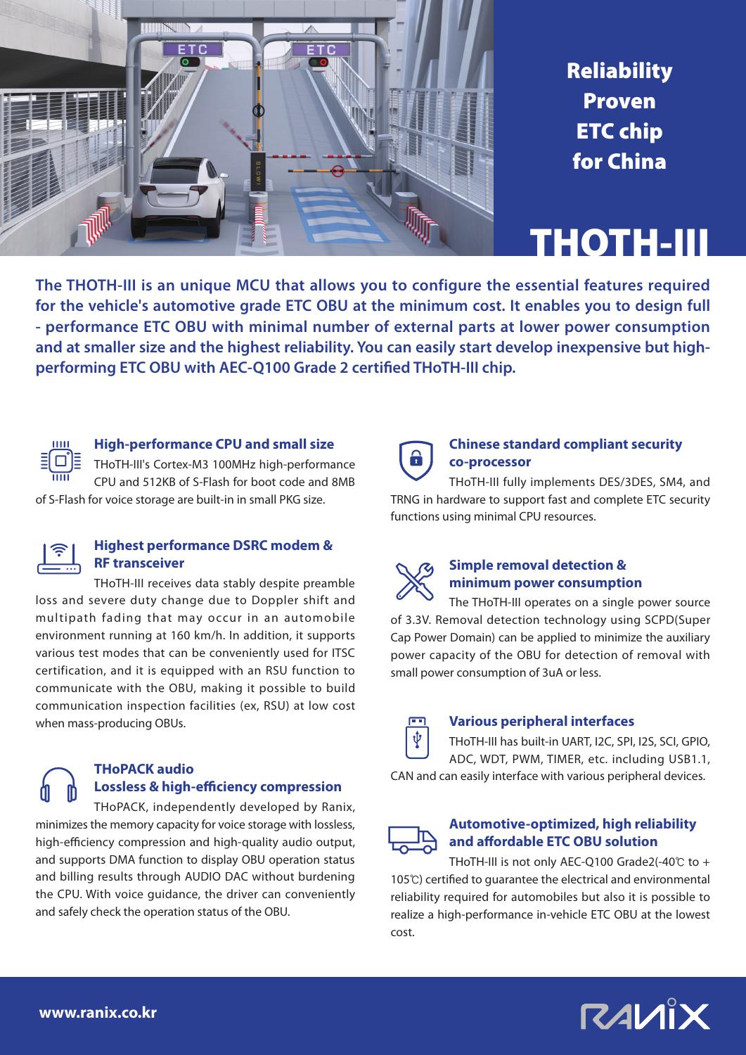# Reliability Proven ETC chip for China

# THOTH-III

**The THOTH-III is an unique MCU that allows you to configure the essential features required for the vehicle's automotive grade ETC OBU at the minimum cost. It enables you to design full - performance ETC OBU with minimal number of external parts at lower power consumption and at smaller size and the highest reliability. You can easily start develop inexpensive but high-performing ETC OBU with AEC-Q100 Grade 2 certified THoTH-III chip.**

### High-performance CPU and small size

THoTH-III's Cortex-M3 100MHz high-performance CPU and 512KB of S-Flash for boot code and 8MB of S-Flash for voice storage are built-in in small PKG size.

### Highest performance DSRC modem & RF transceiver

THoTH-III receives data stably despite preamble loss and severe duty change due to Doppler shift and multipath fading that may occur in an automobile environment running at 160 km/h. In addition, it supports various test modes that can be conveniently used for ITSC certification, and it is equipped with an RSU function to communicate with the OBU, making it possible to build communication inspection facilities (ex, RSU) at low cost when mass-producing OBUs.

### THoPACK audio Lossless & high-efficiency compression

THoPACK, independently developed by Ranix, minimizes the memory capacity for voice storage with lossless, high-efficiency compression and high-quality audio output, and supports DMA function to display OBU operation status and billing results through AUDIO DAC without burdening the CPU. With voice guidance, the driver can conveniently and safely check the operation status of the OBU.

### Chinese standard compliant security co-processor

THoTH-III fully implements DES/3DES, SM4, and TRNG in hardware to support fast and complete ETC security functions using minimal CPU resources.

### Simple removal detection & minimum power consumption

The THoTH-III operates on a single power source of 3.3V. Removal detection technology using SCPD(Super Cap Power Domain) can be applied to minimize the auxiliary power capacity of the OBU for detection of removal with small power consumption of 3uA or less.

### Various peripheral interfaces

THoTH-III has built-in UART, I2C, SPI, I2S, SCI, GPIO, ADC, WDT, PWM, TIMER, etc. including USB1.1, CAN and can easily interface with various peripheral devices.

### Automotive-optimized, high reliability and affordable ETC OBU solution

THoTH-III is not only AEC-Q100 Grade2(-40℃ to +105℃) certified to guarantee the electrical and environmental reliability required for automobiles but also it is possible to realize a high-performance in-vehicle ETC OBU at the lowest cost.

**www.ranix.co.kr**

RANIX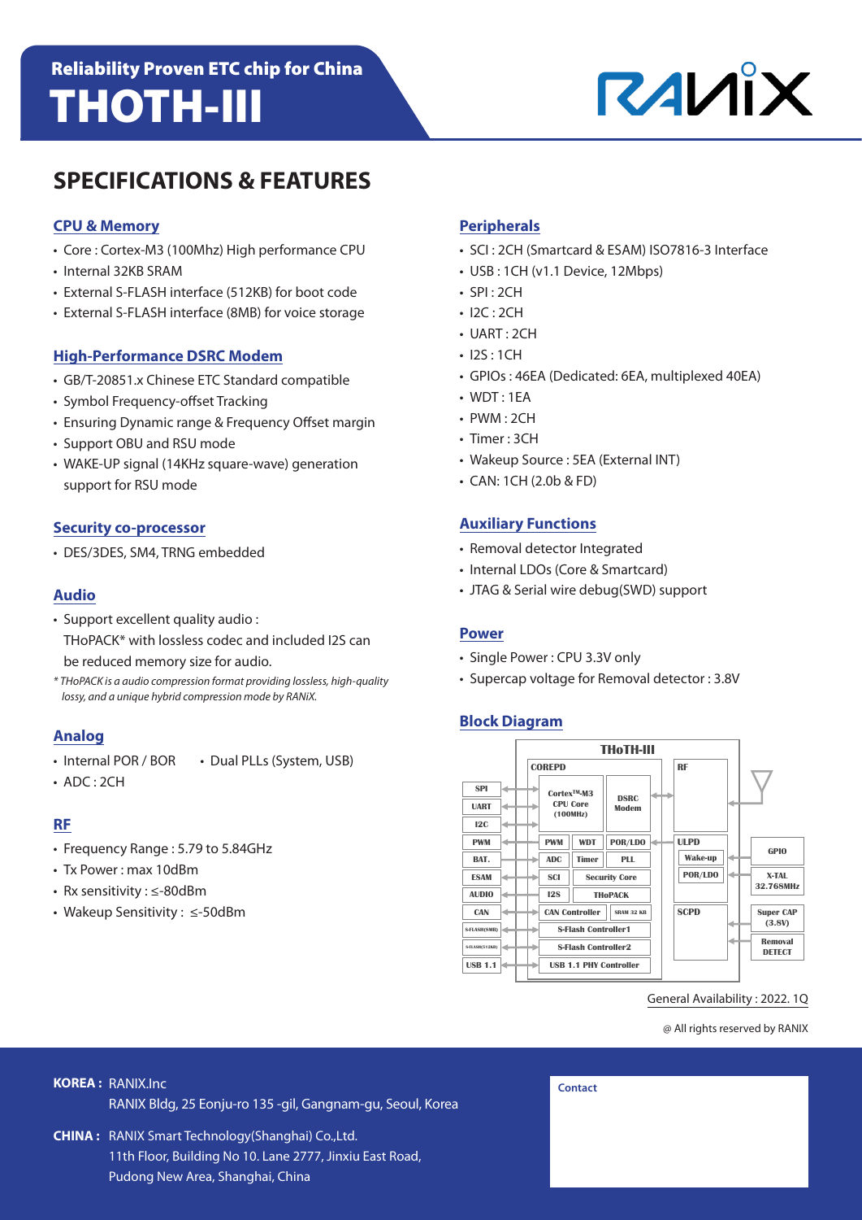Reliability Proven ETC chip for China

# THOTH-III

RANiX

## SPECIFICATIONS & FEATURES

### CPU & Memory

- Core : Cortex-M3 (100Mhz) High performance CPU
- Internal 32KB SRAM
- External S-FLASH interface (512KB) for boot code
- External S-FLASH interface (8MB) for voice storage

### High-Performance DSRC Modem

- GB/T-20851.x Chinese ETC Standard compatible
- Symbol Frequency-offset Tracking
- Ensuring Dynamic range & Frequency Offset margin
- Support OBU and RSU mode
- WAKE-UP signal (14KHz square-wave) generation support for RSU mode

### Security co-processor

- DES/3DES, SM4, TRNG embedded

### Audio

- Support excellent quality audio : THoPACK* with lossless codec and included I2S can be reduced memory size for audio.

*\* THoPACK is a audio compression format providing lossless, high-quality lossy, and a unique hybrid compression mode by RANiX.*

### Analog

- Internal POR / BOR
- Dual PLLs (System, USB)
- ADC : 2CH

### RF

- Frequency Range : 5.79 to 5.84GHz
- Tx Power : max 10dBm
- Rx sensitivity : ≤-80dBm
- Wakeup Sensitivity : ≤-50dBm

### Peripherals

- SCI : 2CH (Smartcard & ESAM) ISO7816-3 Interface
- USB : 1CH (v1.1 Device, 12Mbps)
- SPI : 2CH
- I2C : 2CH
- UART : 2CH
- I2S : 1CH
- GPIOs : 46EA (Dedicated: 6EA, multiplexed 40EA)
- WDT : 1EA
- PWM : 2CH
- Timer : 3CH
- Wakeup Source : 5EA (External INT)
- CAN: 1CH (2.0b & FD)

### Auxiliary Functions

- Removal detector Integrated
- Internal LDOs (Core & Smartcard)
- JTAG & Serial wire debug(SWD) support

### Power

- Single Power : CPU 3.3V only
- Supercap voltage for Removal detector : 3.8V

### Block Diagram

THoTH-III
COREPD
RF
SPI
UART
I2C
PWM
BAT.
ESAM
AUDIO
CAN
S-FLASH(8MB)
S-FLASH(512KB)
USB 1.1
Cortex™-M3 CPU Core (100MHz)
DSRC Modem
PWM
WDT
POR/LDO
ADC
Timer
PLL
SCI
Security Core
I2S
THoPACK
CAN Controller
SRAM 32 KB
S-Flash Controller1
S-Flash Controller2
USB 1.1 PHY Controller
ULPD
Wake-up
POR/LDO
SCPD
GPIO
X-TAL 32.768MHz
Super CAP (3.8V)
Removal DETECT

General Availability : 2022. 1Q

@ All rights reserved by RANIX

**KOREA :** RANIX.Inc
RANIX Bldg, 25 Eonju-ro 135 -gil, Gangnam-gu, Seoul, Korea

**CHINA :** RANIX Smart Technology(Shanghai) Co.,Ltd.
11th Floor, Building No 10. Lane 2777, Jinxiu East Road, Pudong New Area, Shanghai, China

**Contact**